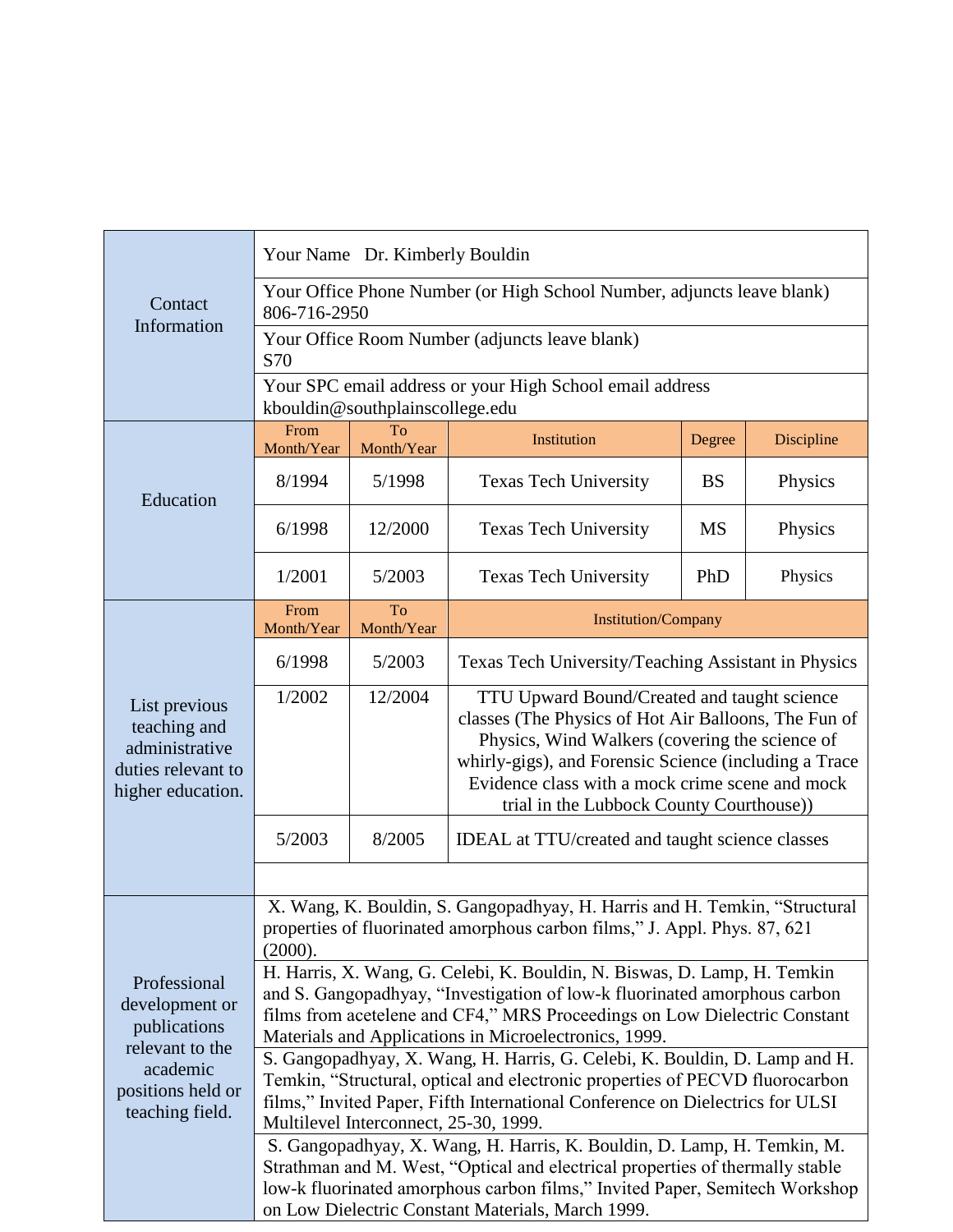| Contact Information | Your Name Dr. Kimberly Bouldin | | | | |
|---|---|---|---|---|---|
| | Your Office Phone Number (or High School Number, adjuncts leave blank) 806-716-2950 | | | | |
| | Your Office Room Number (adjuncts leave blank) S70 | | | | |
| | Your SPC email address or your High School email address kbouldin@southplainscollege.edu | | | | |
| Education | From Month/Year | To Month/Year | Institution | Degree | Discipline |
| | 8/1994 | 5/1998 | Texas Tech University | BS | Physics |
| | 6/1998 | 12/2000 | Texas Tech University | MS | Physics |
| | 1/2001 | 5/2003 | Texas Tech University | PhD | Physics |
| List previous teaching and administrative duties relevant to higher education. | From Month/Year | To Month/Year | Institution/Company | | |
| | 6/1998 | 5/2003 | Texas Tech University/Teaching Assistant in Physics | | |
| | 1/2002 | 12/2004 | TTU Upward Bound/Created and taught science classes (The Physics of Hot Air Balloons, The Fun of Physics, Wind Walkers (covering the science of whirly-gigs), and Forensic Science (including a Trace Evidence class with a mock crime scene and mock trial in the Lubbock County Courthouse)) | | |
| | 5/2003 | 8/2005 | IDEAL at TTU/created and taught science classes | | |
| | | | | | |
| Professional development or publications relevant to the academic positions held or teaching field. | X. Wang, K. Bouldin, S. Gangopadhyay, H. Harris and H. Temkin, "Structural properties of fluorinated amorphous carbon films," J. Appl. Phys. 87, 621 (2000). | | | | |
| | H. Harris, X. Wang, G. Celebi, K. Bouldin, N. Biswas, D. Lamp, H. Temkin and S. Gangopadhyay, "Investigation of low-k fluorinated amorphous carbon films from acetelene and CF4," MRS Proceedings on Low Dielectric Constant Materials and Applications in Microelectronics, 1999. | | | | |
| | S. Gangopadhyay, X. Wang, H. Harris, G. Celebi, K. Bouldin, D. Lamp and H. Temkin, "Structural, optical and electronic properties of PECVD fluorocarbon films," Invited Paper, Fifth International Conference on Dielectrics for ULSI Multilevel Interconnect, 25-30, 1999. | | | | |
| | S. Gangopadhyay, X. Wang, H. Harris, K. Bouldin, D. Lamp, H. Temkin, M. Strathman and M. West, "Optical and electrical properties of thermally stable low-k fluorinated amorphous carbon films," Invited Paper, Semitech Workshop on Low Dielectric Constant Materials, March 1999. | | | | |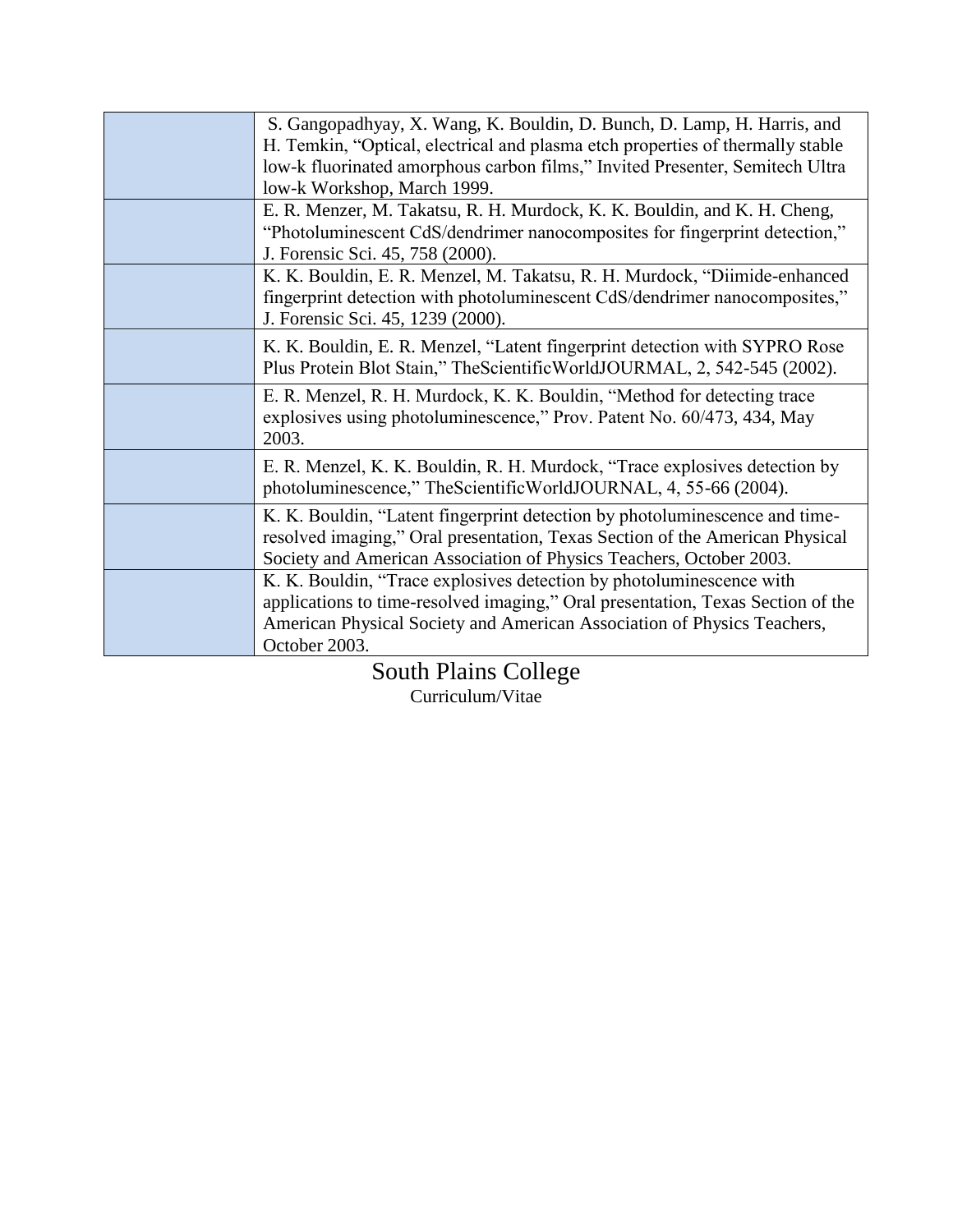| | |
|---|---|
| | S. Gangopadhyay, X. Wang, K. Bouldin, D. Bunch, D. Lamp, H. Harris, and H. Temkin, "Optical, electrical and plasma etch properties of thermally stable low-k fluorinated amorphous carbon films," Invited Presenter, Semitech Ultra low-k Workshop, March 1999. |
| | E. R. Menzer, M. Takatsu, R. H. Murdock, K. K. Bouldin, and K. H. Cheng, "Photoluminescent CdS/dendrimer nanocomposites for fingerprint detection," J. Forensic Sci. 45, 758 (2000). |
| | K. K. Bouldin, E. R. Menzel, M. Takatsu, R. H. Murdock, "Diimide-enhanced fingerprint detection with photoluminescent CdS/dendrimer nanocomposites," J. Forensic Sci. 45, 1239 (2000). |
| | K. K. Bouldin, E. R. Menzel, "Latent fingerprint detection with SYPRO Rose Plus Protein Blot Stain," TheScientificWorldJOURMAL, 2, 542-545 (2002). |
| | E. R. Menzel, R. H. Murdock, K. K. Bouldin, "Method for detecting trace explosives using photoluminescence," Prov. Patent No. 60/473, 434, May 2003. |
| | E. R. Menzel, K. K. Bouldin, R. H. Murdock, "Trace explosives detection by photoluminescence," TheScientificWorldJOURNAL, 4, 55-66 (2004). |
| | K. K. Bouldin, "Latent fingerprint detection by photoluminescence and time-resolved imaging," Oral presentation, Texas Section of the American Physical Society and American Association of Physics Teachers, October 2003. |
| | K. K. Bouldin, "Trace explosives detection by photoluminescence with applications to time-resolved imaging," Oral presentation, Texas Section of the American Physical Society and American Association of Physics Teachers, October 2003. |